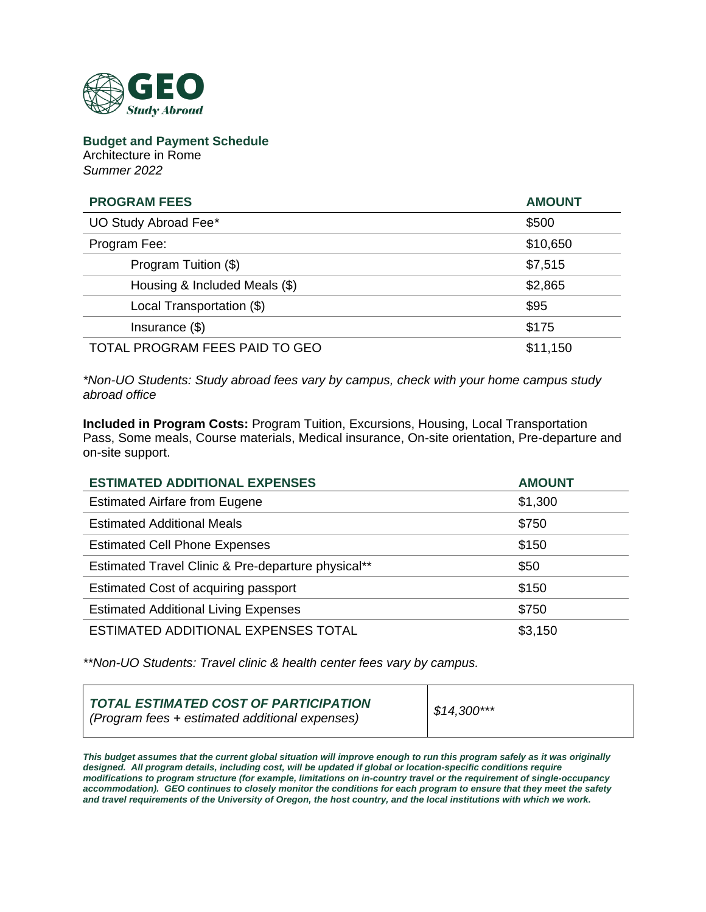GEO Study Abroad

## Budget and Payment Schedule

Architecture in Rome

*Summer 2022*

| PROGRAM FEES | AMOUNT |
|---|---|
| UO Study Abroad Fee* | $500 |
| Program Fee: | $10,650 |
| Program Tuition ($) | $7,515 |
| Housing & Included Meals ($) | $2,865 |
| Local Transportation ($) | $95 |
| Insurance ($) | $175 |
| TOTAL PROGRAM FEES PAID TO GEO | $11,150 |

*\*Non-UO Students: Study abroad fees vary by campus, check with your home campus study abroad office*

**Included in Program Costs:** Program Tuition, Excursions, Housing, Local Transportation Pass, Some meals, Course materials, Medical insurance, On-site orientation, Pre-departure and on-site support.

| ESTIMATED ADDITIONAL EXPENSES | AMOUNT |
|---|---|
| Estimated Airfare from Eugene | $1,300 |
| Estimated Additional Meals | $750 |
| Estimated Cell Phone Expenses | $150 |
| Estimated Travel Clinic & Pre-departure physical** | $50 |
| Estimated Cost of acquiring passport | $150 |
| Estimated Additional Living Expenses | $750 |
| ESTIMATED ADDITIONAL EXPENSES TOTAL | $3,150 |

*\*\*Non-UO Students: Travel clinic & health center fees vary by campus.*

| ***TOTAL ESTIMATED COST OF PARTICIPATION*** *(Program fees + estimated additional expenses)* | *$14,300\*\*\** |
|---|---|

***This budget assumes that the current global situation will improve enough to run this program safely as it was originally designed. All program details, including cost, will be updated if global or location-specific conditions require modifications to program structure (for example, limitations on in-country travel or the requirement of single-occupancy accommodation). GEO continues to closely monitor the conditions for each program to ensure that they meet the safety and travel requirements of the University of Oregon, the host country, and the local institutions with which we work.***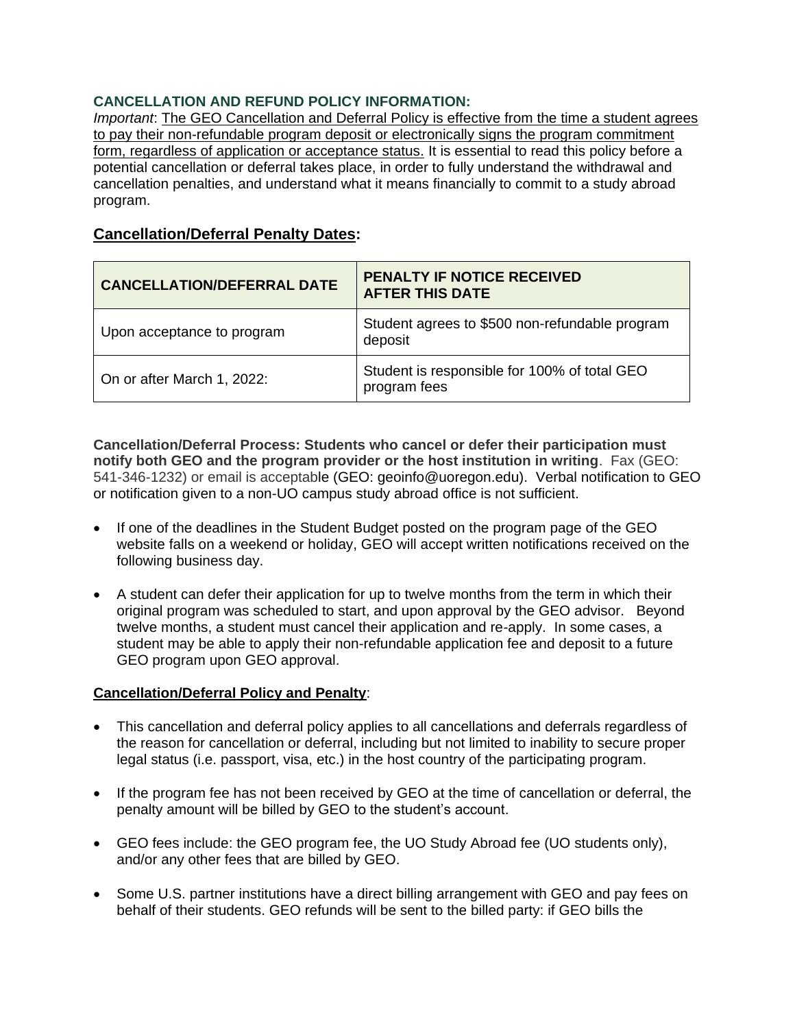**CANCELLATION AND REFUND POLICY INFORMATION:**

*Important*: The GEO Cancellation and Deferral Policy is effective from the time a student agrees to pay their non-refundable program deposit or electronically signs the program commitment form, regardless of application or acceptance status. It is essential to read this policy before a potential cancellation or deferral takes place, in order to fully understand the withdrawal and cancellation penalties, and understand what it means financially to commit to a study abroad program.

## Cancellation/Deferral Penalty Dates:

| CANCELLATION/DEFERRAL DATE | PENALTY IF NOTICE RECEIVED AFTER THIS DATE |
|---|---|
| Upon acceptance to program | Student agrees to $500 non-refundable program deposit |
| On or after March 1, 2022: | Student is responsible for 100% of total GEO program fees |

**Cancellation/Deferral Process: Students who cancel or defer their participation must notify both GEO and the program provider or the host institution in writing**. Fax (GEO: 541-346-1232) or email is acceptable (GEO: geoinfo@uoregon.edu). Verbal notification to GEO or notification given to a non-UO campus study abroad office is not sufficient.

- If one of the deadlines in the Student Budget posted on the program page of the GEO website falls on a weekend or holiday, GEO will accept written notifications received on the following business day.
- A student can defer their application for up to twelve months from the term in which their original program was scheduled to start, and upon approval by the GEO advisor. Beyond twelve months, a student must cancel their application and re-apply. In some cases, a student may be able to apply their non-refundable application fee and deposit to a future GEO program upon GEO approval.

**Cancellation/Deferral Policy and Penalty**:

- This cancellation and deferral policy applies to all cancellations and deferrals regardless of the reason for cancellation or deferral, including but not limited to inability to secure proper legal status (i.e. passport, visa, etc.) in the host country of the participating program.
- If the program fee has not been received by GEO at the time of cancellation or deferral, the penalty amount will be billed by GEO to the student's account.
- GEO fees include: the GEO program fee, the UO Study Abroad fee (UO students only), and/or any other fees that are billed by GEO.
- Some U.S. partner institutions have a direct billing arrangement with GEO and pay fees on behalf of their students. GEO refunds will be sent to the billed party: if GEO bills the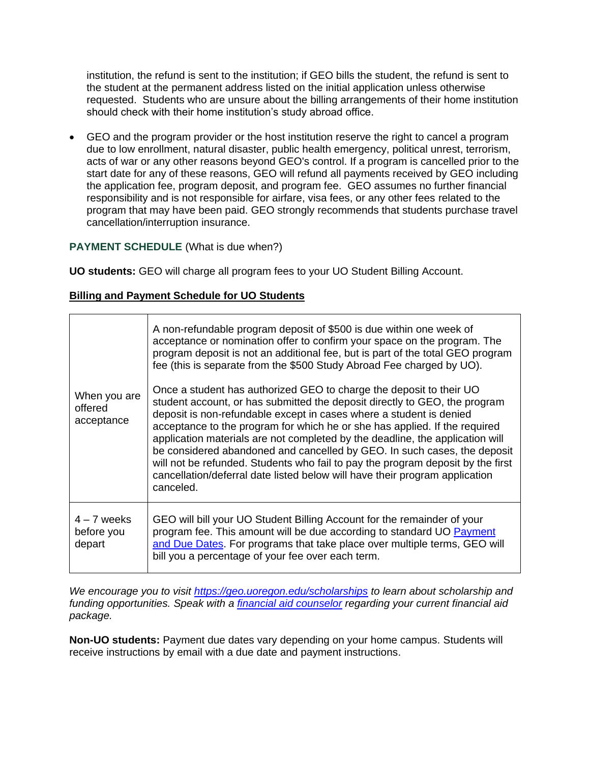institution, the refund is sent to the institution; if GEO bills the student, the refund is sent to the student at the permanent address listed on the initial application unless otherwise requested. Students who are unsure about the billing arrangements of their home institution should check with their home institution's study abroad office.

- GEO and the program provider or the host institution reserve the right to cancel a program due to low enrollment, natural disaster, public health emergency, political unrest, terrorism, acts of war or any other reasons beyond GEO's control. If a program is cancelled prior to the start date for any of these reasons, GEO will refund all payments received by GEO including the application fee, program deposit, and program fee. GEO assumes no further financial responsibility and is not responsible for airfare, visa fees, or any other fees related to the program that may have been paid. GEO strongly recommends that students purchase travel cancellation/interruption insurance.

**PAYMENT SCHEDULE** (What is due when?)

**UO students:** GEO will charge all program fees to your UO Student Billing Account.

**Billing and Payment Schedule for UO Students**

| | |
|---|---|
| When you are offered acceptance | A non-refundable program deposit of $500 is due within one week of acceptance or nomination offer to confirm your space on the program. The program deposit is not an additional fee, but is part of the total GEO program fee (this is separate from the $500 Study Abroad Fee charged by UO).<br><br>Once a student has authorized GEO to charge the deposit to their UO student account, or has submitted the deposit directly to GEO, the program deposit is non-refundable except in cases where a student is denied acceptance to the program for which he or she has applied. If the required application materials are not completed by the deadline, the application will be considered abandoned and cancelled by GEO. In such cases, the deposit will not be refunded. Students who fail to pay the program deposit by the first cancellation/deferral date listed below will have their program application canceled. |
| 4 – 7 weeks before you depart | GEO will bill your UO Student Billing Account for the remainder of your program fee. This amount will be due according to standard UO [Payment and Due Dates](). For programs that take place over multiple terms, GEO will bill you a percentage of your fee over each term. |

*We encourage you to visit [https://geo.uoregon.edu/scholarships](https://geo.uoregon.edu/scholarships) to learn about scholarship and funding opportunities. Speak with a [financial aid counselor]() regarding your current financial aid package.*

**Non-UO students:** Payment due dates vary depending on your home campus. Students will receive instructions by email with a due date and payment instructions.